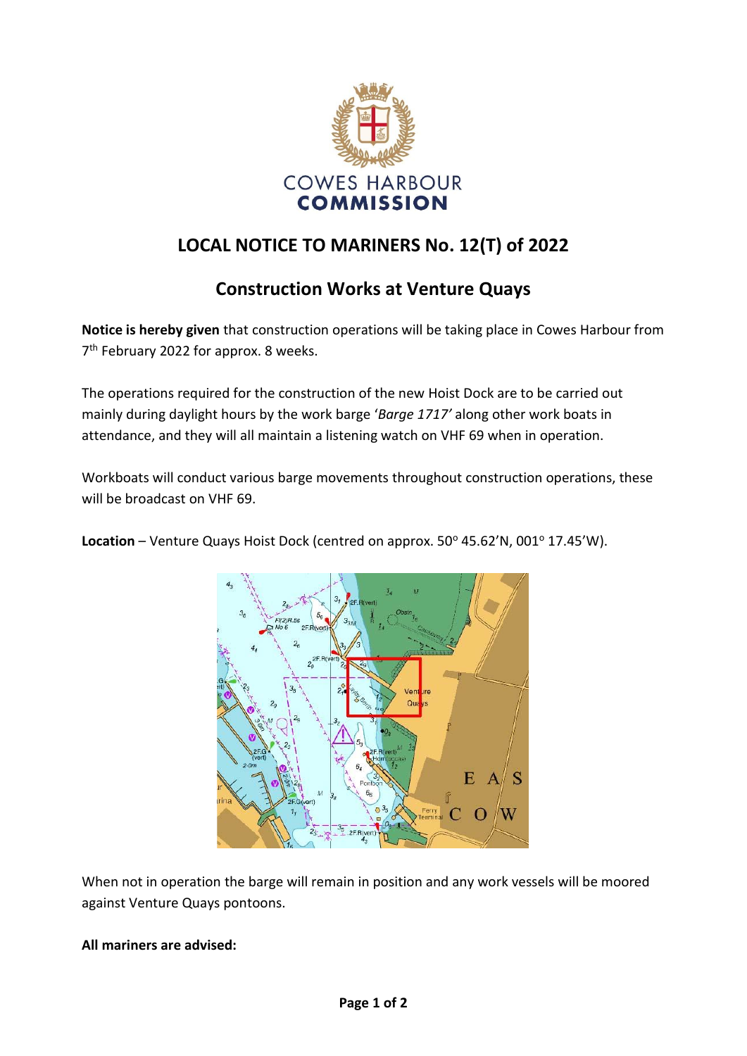COWES HARBOUR
**COMMISSION**

# LOCAL NOTICE TO MARINERS No. 12(T) of 2022

## Construction Works at Venture Quays

**Notice is hereby given** that construction operations will be taking place in Cowes Harbour from 7th February 2022 for approx. 8 weeks.

The operations required for the construction of the new Hoist Dock are to be carried out mainly during daylight hours by the work barge '*Barge 1717'* along other work boats in attendance, and they will all maintain a listening watch on VHF 69 when in operation.

Workboats will conduct various barge movements throughout construction operations, these will be broadcast on VHF 69.

**Location** – Venture Quays Hoist Dock (centred on approx. 50° 45.62'N, 001° 17.45'W).

When not in operation the barge will remain in position and any work vessels will be moored against Venture Quays pontoons.

**All mariners are advised:**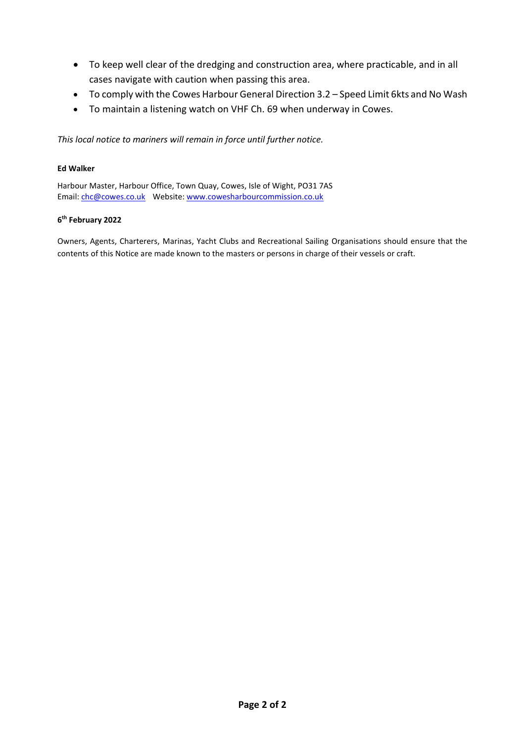- To keep well clear of the dredging and construction area, where practicable, and in all cases navigate with caution when passing this area.
- To comply with the Cowes Harbour General Direction 3.2 – Speed Limit 6kts and No Wash
- To maintain a listening watch on VHF Ch. 69 when underway in Cowes.

*This local notice to mariners will remain in force until further notice.*

**Ed Walker**

Harbour Master, Harbour Office, Town Quay, Cowes, Isle of Wight, PO31 7AS
Email: chc@cowes.co.uk   Website: www.coweshabourcommission.co.uk

**6th February 2022**

Owners, Agents, Charterers, Marinas, Yacht Clubs and Recreational Sailing Organisations should ensure that the contents of this Notice are made known to the masters or persons in charge of their vessels or craft.